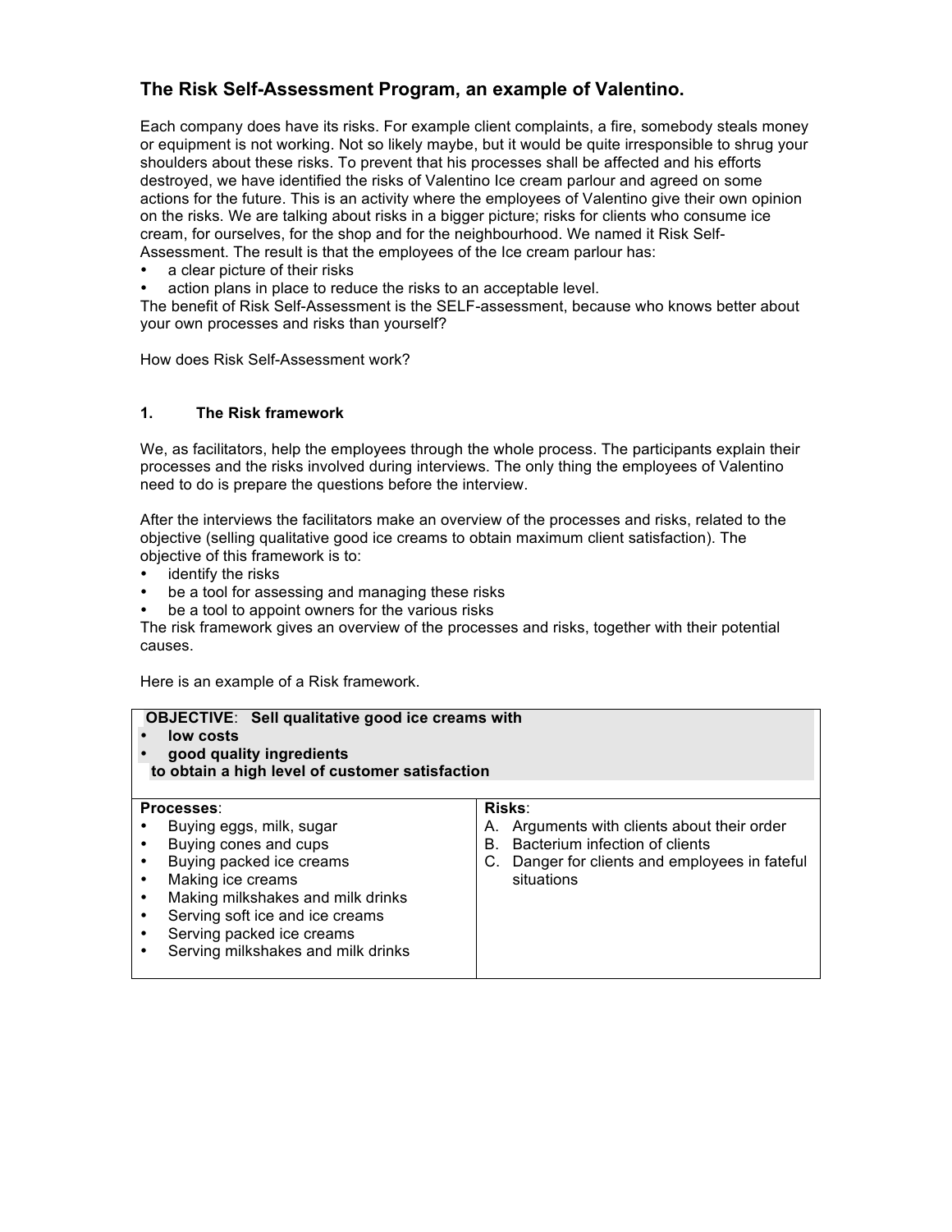# The Risk Self-Assessment Program, an example of Valentino.

Each company does have its risks. For example client complaints, a fire, somebody steals money or equipment is not working. Not so likely maybe, but it would be quite irresponsible to shrug your shoulders about these risks. To prevent that his processes shall be affected and his efforts destroyed, we have identified the risks of Valentino Ice cream parlour and agreed on some actions for the future. This is an activity where the employees of Valentino give their own opinion on the risks. We are talking about risks in a bigger picture; risks for clients who consume ice cream, for ourselves, for the shop and for the neighbourhood. We named it Risk Self-Assessment. The result is that the employees of the Ice cream parlour has:

- a clear picture of their risks
- action plans in place to reduce the risks to an acceptable level.

The benefit of Risk Self-Assessment is the SELF-assessment, because who knows better about your own processes and risks than yourself?

How does Risk Self-Assessment work?

## 1. The Risk framework

We, as facilitators, help the employees through the whole process. The participants explain their processes and the risks involved during interviews. The only thing the employees of Valentino need to do is prepare the questions before the interview.

After the interviews the facilitators make an overview of the processes and risks, related to the objective (selling qualitative good ice creams to obtain maximum client satisfaction). The objective of this framework is to:

- identify the risks
- be a tool for assessing and managing these risks
- be a tool to appoint owners for the various risks

The risk framework gives an overview of the processes and risks, together with their potential causes.

Here is an example of a Risk framework.

| **OBJECTIVE**: **Sell qualitative good ice creams with**<br>• **low costs**<br>• **good quality ingredients**<br>**to obtain a high level of customer satisfaction** | |
|---|---|
| **Processes**:<br>• Buying eggs, milk, sugar<br>• Buying cones and cups<br>• Buying packed ice creams<br>• Making ice creams<br>• Making milkshakes and milk drinks<br>• Serving soft ice and ice creams<br>• Serving packed ice creams<br>• Serving milkshakes and milk drinks | **Risks**:<br>A. Arguments with clients about their order<br>B. Bacterium infection of clients<br>C. Danger for clients and employees in fateful situations |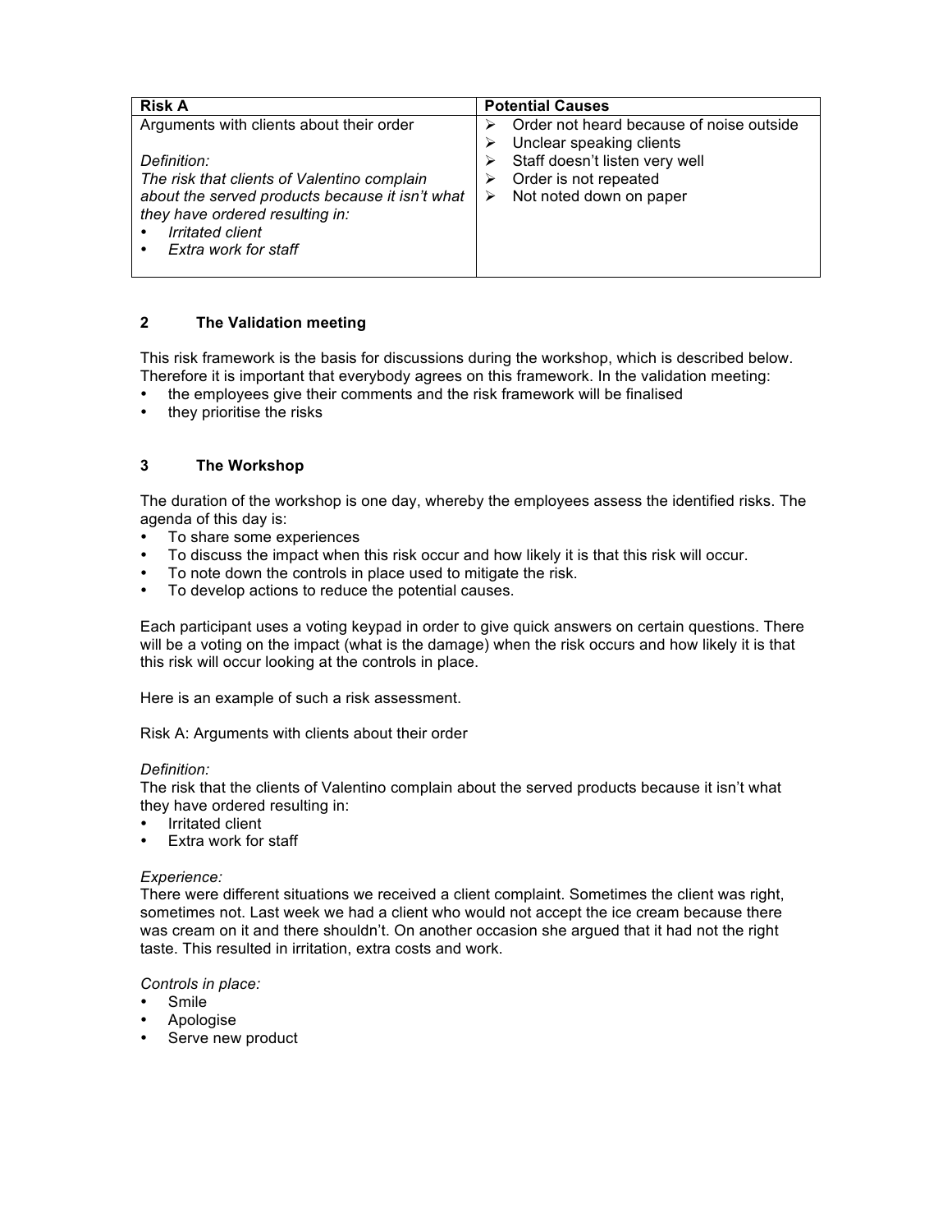| Risk A | Potential Causes |
| --- | --- |
| Arguments with clients about their order<br><br>*Definition:*<br>*The risk that clients of Valentino complain about the served products because it isn't what they have ordered resulting in:*<br>• *Irritated client*<br>• *Extra work for staff* | ➢ Order not heard because of noise outside<br>➢ Unclear speaking clients<br>➢ Staff doesn't listen very well<br>➢ Order is not repeated<br>➢ Not noted down on paper |

## 2 The Validation meeting

This risk framework is the basis for discussions during the workshop, which is described below. Therefore it is important that everybody agrees on this framework. In the validation meeting:

- the employees give their comments and the risk framework will be finalised
- they prioritise the risks

## 3 The Workshop

The duration of the workshop is one day, whereby the employees assess the identified risks. The agenda of this day is:

- To share some experiences
- To discuss the impact when this risk occur and how likely it is that this risk will occur.
- To note down the controls in place used to mitigate the risk.
- To develop actions to reduce the potential causes.

Each participant uses a voting keypad in order to give quick answers on certain questions. There will be a voting on the impact (what is the damage) when the risk occurs and how likely it is that this risk will occur looking at the controls in place.

Here is an example of such a risk assessment.

Risk A: Arguments with clients about their order

*Definition:*

The risk that the clients of Valentino complain about the served products because it isn't what they have ordered resulting in:

- Irritated client
- Extra work for staff

*Experience:*

There were different situations we received a client complaint. Sometimes the client was right, sometimes not. Last week we had a client who would not accept the ice cream because there was cream on it and there shouldn't. On another occasion she argued that it had not the right taste. This resulted in irritation, extra costs and work.

*Controls in place:*

- Smile
- Apologise
- Serve new product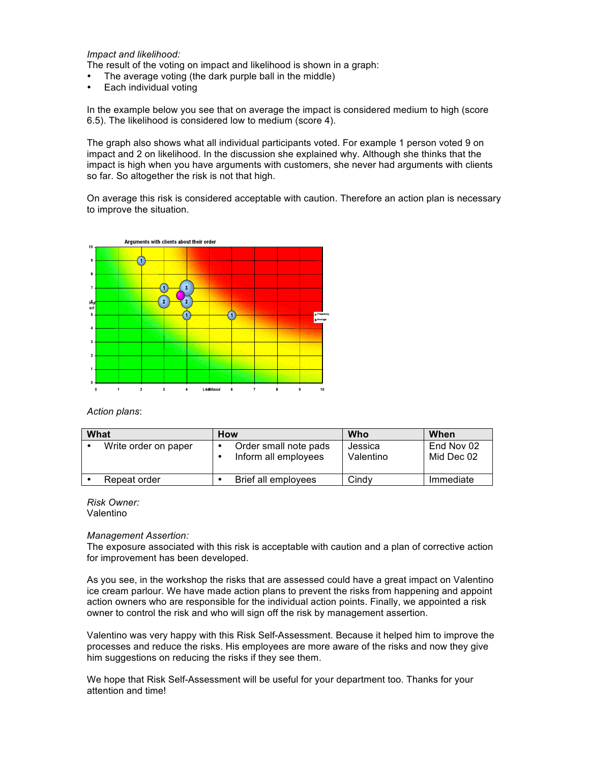*Impact and likelihood:*
The result of the voting on impact and likelihood is shown in a graph:

- The average voting (the dark purple ball in the middle)
- Each individual voting

In the example below you see that on average the impact is considered medium to high (score 6.5). The likelihood is considered low to medium (score 4).

The graph also shows what all individual participants voted. For example 1 person voted 9 on impact and 2 on likelihood. In the discussion she explained why. Although she thinks that the impact is high when you have arguments with customers, she never had arguments with clients so far. So altogether the risk is not that high.

On average this risk is considered acceptable with caution. Therefore an action plan is necessary to improve the situation.

Arguments with clients about their order

Impact

Likelihood

0 1 2 3 4 5 6 7 8 9 10

Frequency
Average

*Action plans*:

| What | How | Who | When |
|---|---|---|---|
| • Write order on paper | • Order small note pads<br>• Inform all employees | Jessica<br>Valentino | End Nov 02<br>Mid Dec 02 |
| • Repeat order | • Brief all employees | Cindy | Immediate |

*Risk Owner:*
Valentino

*Management Assertion:*
The exposure associated with this risk is acceptable with caution and a plan of corrective action for improvement has been developed.

As you see, in the workshop the risks that are assessed could have a great impact on Valentino ice cream parlour. We have made action plans to prevent the risks from happening and appoint action owners who are responsible for the individual action points. Finally, we appointed a risk owner to control the risk and who will sign off the risk by management assertion.

Valentino was very happy with this Risk Self-Assessment. Because it helped him to improve the processes and reduce the risks. His employees are more aware of the risks and now they give him suggestions on reducing the risks if they see them.

We hope that Risk Self-Assessment will be useful for your department too. Thanks for your attention and time!